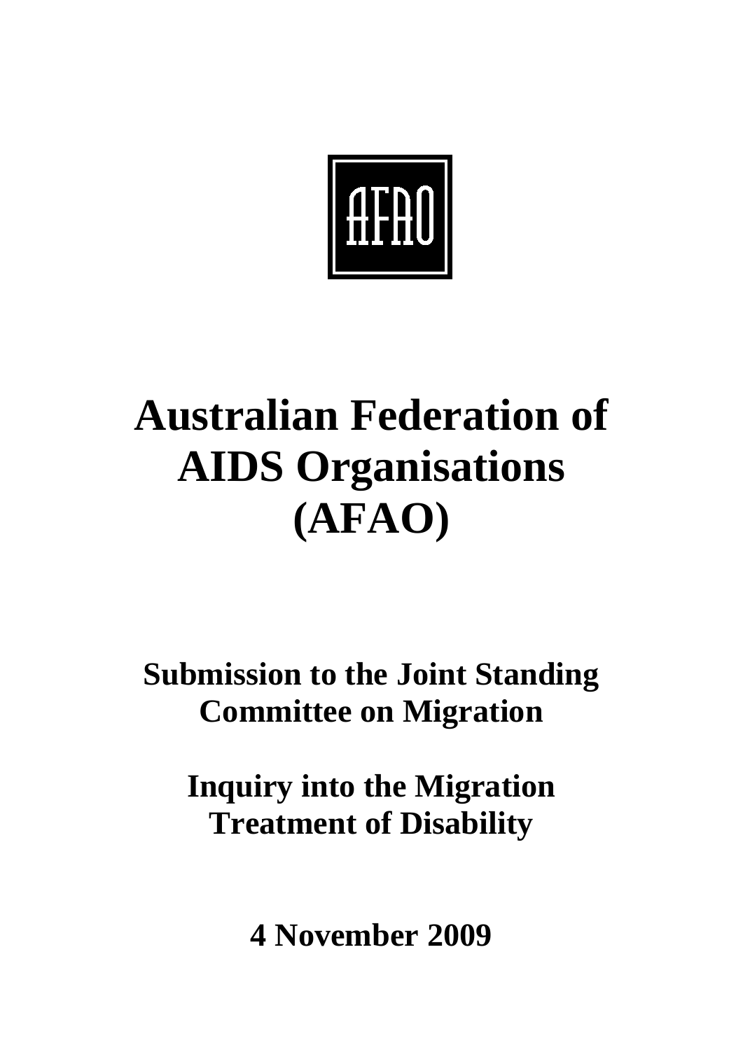AFAO

# Australian Federation of AIDS Organisations (AFAO)

## Submission to the Joint Standing Committee on Migration

## Inquiry into the Migration Treatment of Disability

## 4 November 2009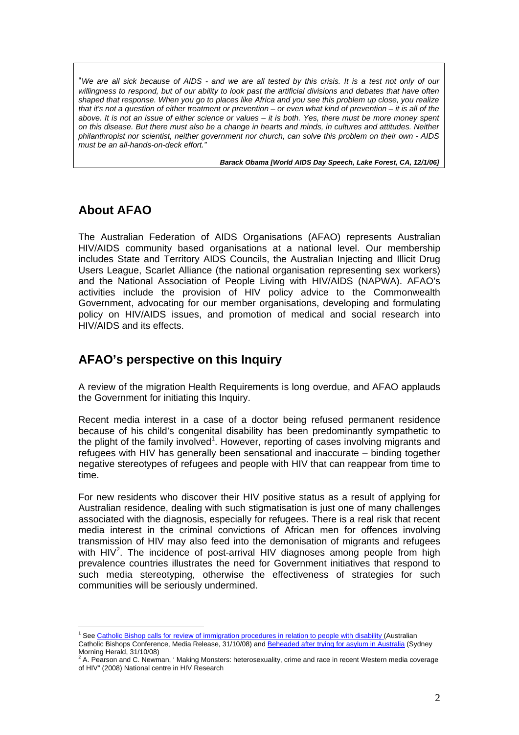> "*We are all sick because of AIDS - and we are all tested by this crisis. It is a test not only of our willingness to respond, but of our ability to look past the artificial divisions and debates that have often shaped that response. When you go to places like Africa and you see this problem up close, you realize that it's not a question of either treatment or prevention – or even what kind of prevention – it is all of the above. It is not an issue of either science or values – it is both. Yes, there must be more money spent on this disease. But there must also be a change in hearts and minds, in cultures and attitudes. Neither philanthropist nor scientist, neither government nor church, can solve this problem on their own - AIDS must be an all-hands-on-deck effort.*"
>
> ***Barack Obama [World AIDS Day Speech, Lake Forest, CA, 12/1/06]***

## About AFAO

The Australian Federation of AIDS Organisations (AFAO) represents Australian HIV/AIDS community based organisations at a national level. Our membership includes State and Territory AIDS Councils, the Australian Injecting and Illicit Drug Users League, Scarlet Alliance (the national organisation representing sex workers) and the National Association of People Living with HIV/AIDS (NAPWA). AFAO's activities include the provision of HIV policy advice to the Commonwealth Government, advocating for our member organisations, developing and formulating policy on HIV/AIDS issues, and promotion of medical and social research into HIV/AIDS and its effects.

## AFAO's perspective on this Inquiry

A review of the migration Health Requirements is long overdue, and AFAO applauds the Government for initiating this Inquiry.

Recent media interest in a case of a doctor being refused permanent residence because of his child's congenital disability has been predominantly sympathetic to the plight of the family involved[1]. However, reporting of cases involving migrants and refugees with HIV has generally been sensational and inaccurate – binding together negative stereotypes of refugees and people with HIV that can reappear from time to time.

For new residents who discover their HIV positive status as a result of applying for Australian residence, dealing with such stigmatisation is just one of many challenges associated with the diagnosis, especially for refugees. There is a real risk that recent media interest in the criminal convictions of African men for offences involving transmission of HIV may also feed into the demonisation of migrants and refugees with HIV[2]. The incidence of post-arrival HIV diagnoses among people from high prevalence countries illustrates the need for Government initiatives that respond to such media stereotyping, otherwise the effectiveness of strategies for such communities will be seriously undermined.

---

[1] See Catholic Bishop calls for review of immigration procedures in relation to people with disability (Australian Catholic Bishops Conference, Media Release, 31/10/08) and Beheaded after trying for asylum in Australia (Sydney Morning Herald, 31/10/08)

[2] A. Pearson and C. Newman, ' Making Monsters: heterosexuality, crime and race in recent Western media coverage of HIV" (2008) National centre in HIV Research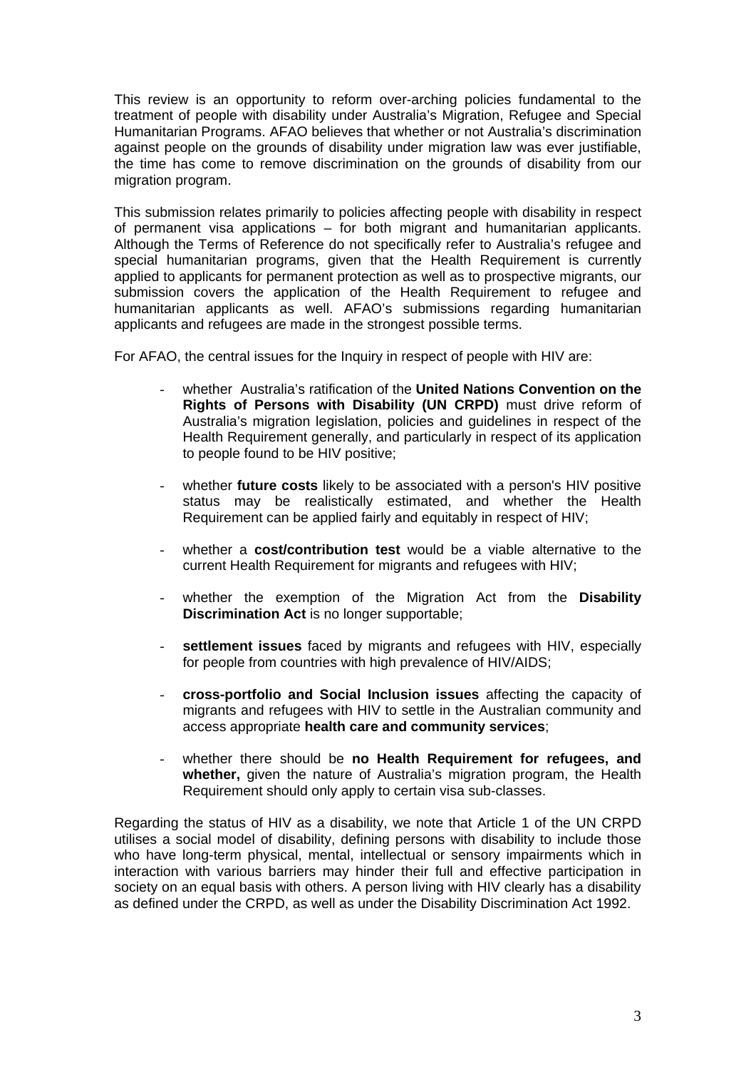This review is an opportunity to reform over-arching policies fundamental to the treatment of people with disability under Australia's Migration, Refugee and Special Humanitarian Programs. AFAO believes that whether or not Australia's discrimination against people on the grounds of disability under migration law was ever justifiable, the time has come to remove discrimination on the grounds of disability from our migration program.

This submission relates primarily to policies affecting people with disability in respect of permanent visa applications – for both migrant and humanitarian applicants. Although the Terms of Reference do not specifically refer to Australia's refugee and special humanitarian programs, given that the Health Requirement is currently applied to applicants for permanent protection as well as to prospective migrants, our submission covers the application of the Health Requirement to refugee and humanitarian applicants as well. AFAO's submissions regarding humanitarian applicants and refugees are made in the strongest possible terms.

For AFAO, the central issues for the Inquiry in respect of people with HIV are:

- whether Australia's ratification of the **United Nations Convention on the Rights of Persons with Disability (UN CRPD)** must drive reform of Australia's migration legislation, policies and guidelines in respect of the Health Requirement generally, and particularly in respect of its application to people found to be HIV positive;
- whether **future costs** likely to be associated with a person's HIV positive status may be realistically estimated, and whether the Health Requirement can be applied fairly and equitably in respect of HIV;
- whether a **cost/contribution test** would be a viable alternative to the current Health Requirement for migrants and refugees with HIV;
- whether the exemption of the Migration Act from the **Disability Discrimination Act** is no longer supportable;
- **settlement issues** faced by migrants and refugees with HIV, especially for people from countries with high prevalence of HIV/AIDS;
- **cross-portfolio and Social Inclusion issues** affecting the capacity of migrants and refugees with HIV to settle in the Australian community and access appropriate **health care and community services**;
- whether there should be **no Health Requirement for refugees, and whether,** given the nature of Australia's migration program, the Health Requirement should only apply to certain visa sub-classes.

Regarding the status of HIV as a disability, we note that Article 1 of the UN CRPD utilises a social model of disability, defining persons with disability to include those who have long-term physical, mental, intellectual or sensory impairments which in interaction with various barriers may hinder their full and effective participation in society on an equal basis with others. A person living with HIV clearly has a disability as defined under the CRPD, as well as under the Disability Discrimination Act 1992.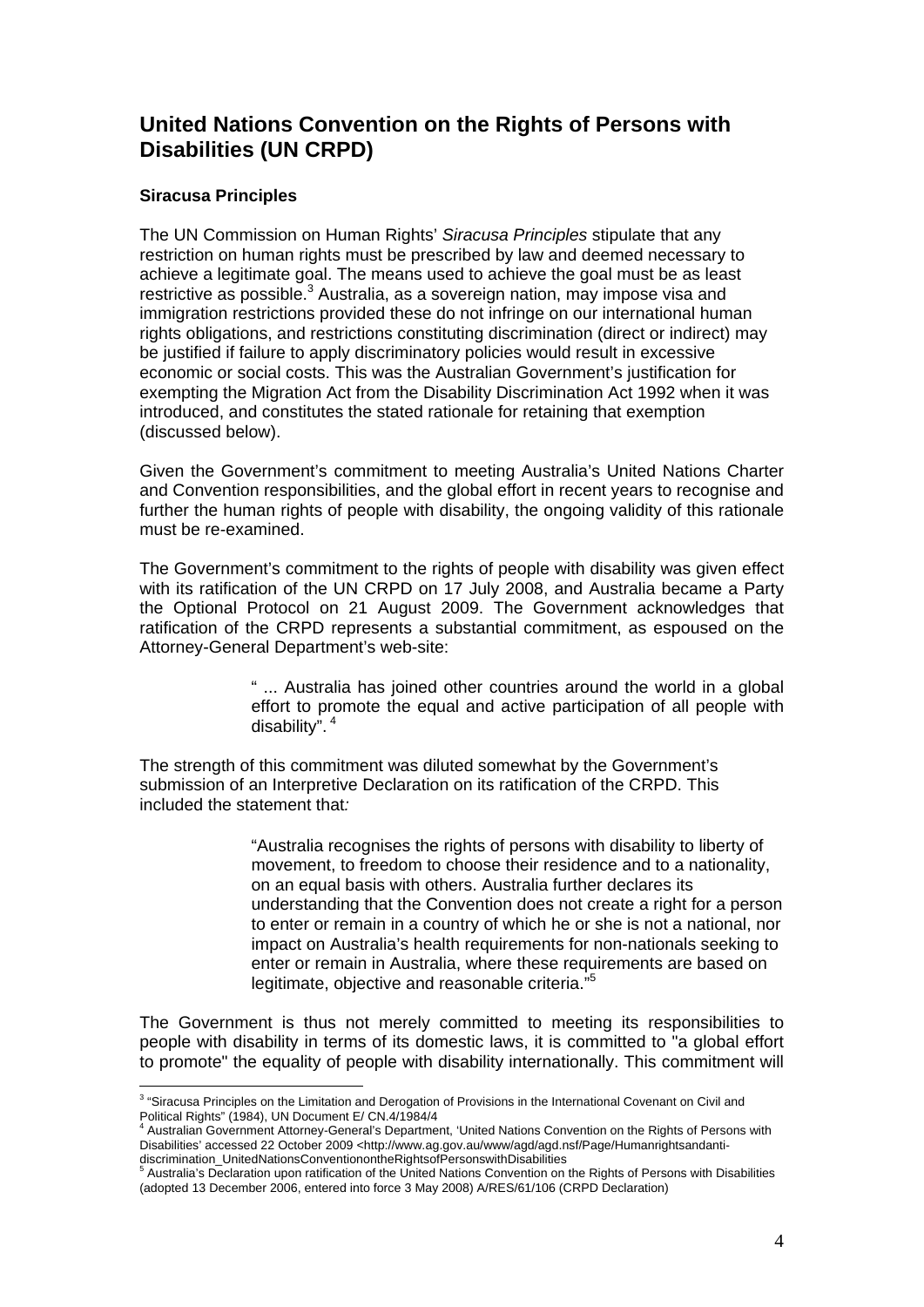## United Nations Convention on the Rights of Persons with Disabilities (UN CRPD)

**Siracusa Principles**

The UN Commission on Human Rights' *Siracusa Principles* stipulate that any restriction on human rights must be prescribed by law and deemed necessary to achieve a legitimate goal. The means used to achieve the goal must be as least restrictive as possible.[3] Australia, as a sovereign nation, may impose visa and immigration restrictions provided these do not infringe on our international human rights obligations, and restrictions constituting discrimination (direct or indirect) may be justified if failure to apply discriminatory policies would result in excessive economic or social costs. This was the Australian Government's justification for exempting the Migration Act from the Disability Discrimination Act 1992 when it was introduced, and constitutes the stated rationale for retaining that exemption (discussed below).

Given the Government's commitment to meeting Australia's United Nations Charter and Convention responsibilities, and the global effort in recent years to recognise and further the human rights of people with disability, the ongoing validity of this rationale must be re-examined.

The Government's commitment to the rights of people with disability was given effect with its ratification of the UN CRPD on 17 July 2008, and Australia became a Party the Optional Protocol on 21 August 2009. The Government acknowledges that ratification of the CRPD represents a substantial commitment, as espoused on the Attorney-General Department's web-site:

> " ... Australia has joined other countries around the world in a global effort to promote the equal and active participation of all people with disability". [4]

The strength of this commitment was diluted somewhat by the Government's submission of an Interpretive Declaration on its ratification of the CRPD. This included the statement that*:*

> "Australia recognises the rights of persons with disability to liberty of movement, to freedom to choose their residence and to a nationality, on an equal basis with others. Australia further declares its understanding that the Convention does not create a right for a person to enter or remain in a country of which he or she is not a national, nor impact on Australia's health requirements for non-nationals seeking to enter or remain in Australia, where these requirements are based on legitimate, objective and reasonable criteria."[5]

The Government is thus not merely committed to meeting its responsibilities to people with disability in terms of its domestic laws, it is committed to "a global effort to promote" the equality of people with disability internationally. This commitment will

---

[3] "Siracusa Principles on the Limitation and Derogation of Provisions in the International Covenant on Civil and Political Rights" (1984), UN Document E/ CN.4/1984/4

[4] Australian Government Attorney-General's Department, 'United Nations Convention on the Rights of Persons with Disabilities' accessed 22 October 2009 <http://www.ag.gov.au/www/agd/agd.nsf/Page/Humanrightsandanti-discrimination_UnitedNationsConventionontheRightsofPersonswithDisabilities

[5] Australia's Declaration upon ratification of the United Nations Convention on the Rights of Persons with Disabilities (adopted 13 December 2006, entered into force 3 May 2008) A/RES/61/106 (CRPD Declaration)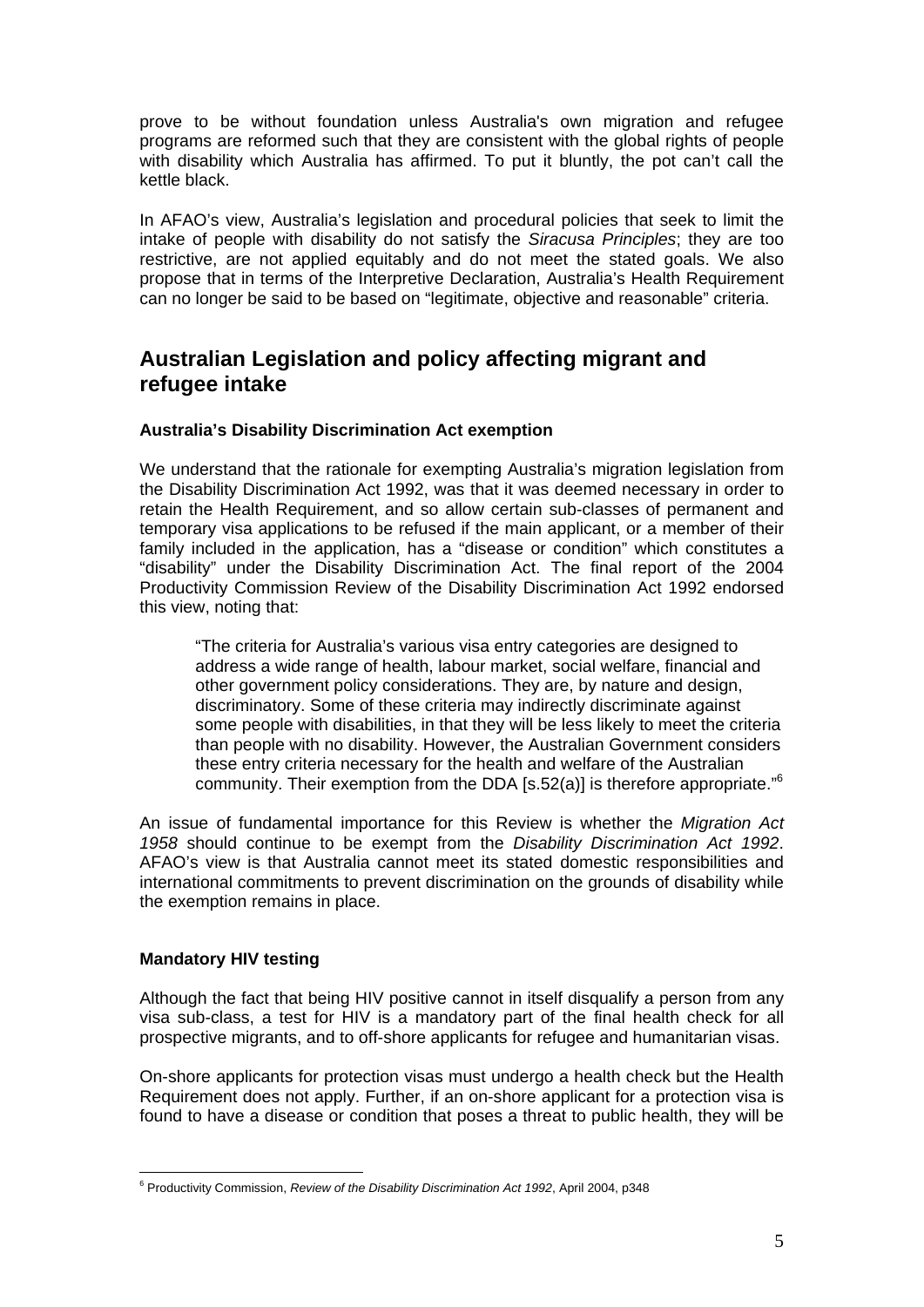prove to be without foundation unless Australia's own migration and refugee programs are reformed such that they are consistent with the global rights of people with disability which Australia has affirmed. To put it bluntly, the pot can't call the kettle black.

In AFAO's view, Australia's legislation and procedural policies that seek to limit the intake of people with disability do not satisfy the *Siracusa Principles*; they are too restrictive, are not applied equitably and do not meet the stated goals. We also propose that in terms of the Interpretive Declaration, Australia's Health Requirement can no longer be said to be based on "legitimate, objective and reasonable" criteria.

## Australian Legislation and policy affecting migrant and refugee intake

### Australia's Disability Discrimination Act exemption

We understand that the rationale for exempting Australia's migration legislation from the Disability Discrimination Act 1992, was that it was deemed necessary in order to retain the Health Requirement, and so allow certain sub-classes of permanent and temporary visa applications to be refused if the main applicant, or a member of their family included in the application, has a "disease or condition" which constitutes a "disability" under the Disability Discrimination Act. The final report of the 2004 Productivity Commission Review of the Disability Discrimination Act 1992 endorsed this view, noting that:

> "The criteria for Australia's various visa entry categories are designed to address a wide range of health, labour market, social welfare, financial and other government policy considerations. They are, by nature and design, discriminatory. Some of these criteria may indirectly discriminate against some people with disabilities, in that they will be less likely to meet the criteria than people with no disability. However, the Australian Government considers these entry criteria necessary for the health and welfare of the Australian community. Their exemption from the DDA [s.52(a)] is therefore appropriate."[6]

An issue of fundamental importance for this Review is whether the *Migration Act 1958* should continue to be exempt from the *Disability Discrimination Act 1992*. AFAO's view is that Australia cannot meet its stated domestic responsibilities and international commitments to prevent discrimination on the grounds of disability while the exemption remains in place.

### Mandatory HIV testing

Although the fact that being HIV positive cannot in itself disqualify a person from any visa sub-class, a test for HIV is a mandatory part of the final health check for all prospective migrants, and to off-shore applicants for refugee and humanitarian visas.

On-shore applicants for protection visas must undergo a health check but the Health Requirement does not apply. Further, if an on-shore applicant for a protection visa is found to have a disease or condition that poses a threat to public health, they will be

[6] Productivity Commission, *Review of the Disability Discrimination Act 1992*, April 2004, p348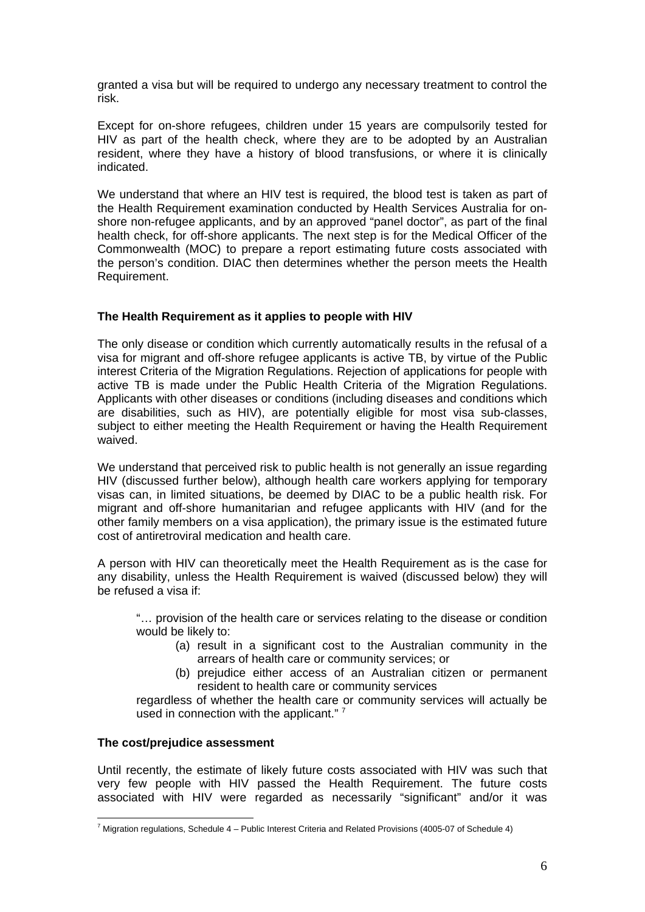granted a visa but will be required to undergo any necessary treatment to control the risk.

Except for on-shore refugees, children under 15 years are compulsorily tested for HIV as part of the health check, where they are to be adopted by an Australian resident, where they have a history of blood transfusions, or where it is clinically indicated.

We understand that where an HIV test is required, the blood test is taken as part of the Health Requirement examination conducted by Health Services Australia for on-shore non-refugee applicants, and by an approved "panel doctor", as part of the final health check, for off-shore applicants. The next step is for the Medical Officer of the Commonwealth (MOC) to prepare a report estimating future costs associated with the person's condition. DIAC then determines whether the person meets the Health Requirement.

**The Health Requirement as it applies to people with HIV**

The only disease or condition which currently automatically results in the refusal of a visa for migrant and off-shore refugee applicants is active TB, by virtue of the Public interest Criteria of the Migration Regulations. Rejection of applications for people with active TB is made under the Public Health Criteria of the Migration Regulations. Applicants with other diseases or conditions (including diseases and conditions which are disabilities, such as HIV), are potentially eligible for most visa sub-classes, subject to either meeting the Health Requirement or having the Health Requirement waived.

We understand that perceived risk to public health is not generally an issue regarding HIV (discussed further below), although health care workers applying for temporary visas can, in limited situations, be deemed by DIAC to be a public health risk. For migrant and off-shore humanitarian and refugee applicants with HIV (and for the other family members on a visa application), the primary issue is the estimated future cost of antiretroviral medication and health care.

A person with HIV can theoretically meet the Health Requirement as is the case for any disability, unless the Health Requirement is waived (discussed below) they will be refused a visa if:

> "… provision of the health care or services relating to the disease or condition would be likely to:
>
> (a) result in a significant cost to the Australian community in the arrears of health care or community services; or
>
> (b) prejudice either access of an Australian citizen or permanent resident to health care or community services
>
> regardless of whether the health care or community services will actually be used in connection with the applicant." [7]

**The cost/prejudice assessment**

Until recently, the estimate of likely future costs associated with HIV was such that very few people with HIV passed the Health Requirement. The future costs associated with HIV were regarded as necessarily "significant" and/or it was

---

[7] Migration regulations, Schedule 4 – Public Interest Criteria and Related Provisions (4005-07 of Schedule 4)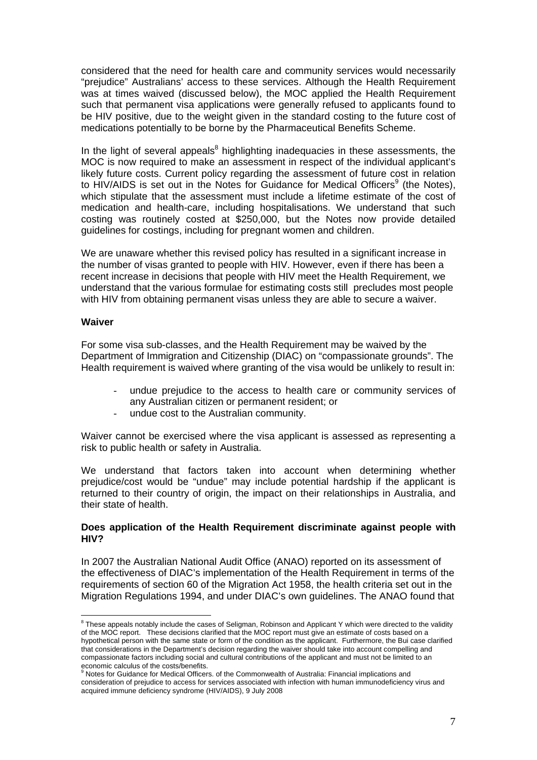considered that the need for health care and community services would necessarily "prejudice" Australians' access to these services. Although the Health Requirement was at times waived (discussed below), the MOC applied the Health Requirement such that permanent visa applications were generally refused to applicants found to be HIV positive, due to the weight given in the standard costing to the future cost of medications potentially to be borne by the Pharmaceutical Benefits Scheme.

In the light of several appeals[8] highlighting inadequacies in these assessments, the MOC is now required to make an assessment in respect of the individual applicant's likely future costs. Current policy regarding the assessment of future cost in relation to HIV/AIDS is set out in the Notes for Guidance for Medical Officers[9] (the Notes), which stipulate that the assessment must include a lifetime estimate of the cost of medication and health-care, including hospitalisations. We understand that such costing was routinely costed at $250,000, but the Notes now provide detailed guidelines for costings, including for pregnant women and children.

We are unaware whether this revised policy has resulted in a significant increase in the number of visas granted to people with HIV. However, even if there has been a recent increase in decisions that people with HIV meet the Health Requirement, we understand that the various formulae for estimating costs still precludes most people with HIV from obtaining permanent visas unless they are able to secure a waiver.

**Waiver**

For some visa sub-classes, and the Health Requirement may be waived by the Department of Immigration and Citizenship (DIAC) on "compassionate grounds". The Health requirement is waived where granting of the visa would be unlikely to result in:

- undue prejudice to the access to health care or community services of any Australian citizen or permanent resident; or
- undue cost to the Australian community.

Waiver cannot be exercised where the visa applicant is assessed as representing a risk to public health or safety in Australia.

We understand that factors taken into account when determining whether prejudice/cost would be "undue" may include potential hardship if the applicant is returned to their country of origin, the impact on their relationships in Australia, and their state of health.

**Does application of the Health Requirement discriminate against people with HIV?**

In 2007 the Australian National Audit Office (ANAO) reported on its assessment of the effectiveness of DIAC's implementation of the Health Requirement in terms of the requirements of section 60 of the Migration Act 1958, the health criteria set out in the Migration Regulations 1994, and under DIAC's own guidelines. The ANAO found that

[8] These appeals notably include the cases of Seligman, Robinson and Applicant Y which were directed to the validity of the MOC report. These decisions clarified that the MOC report must give an estimate of costs based on a hypothetical person with the same state or form of the condition as the applicant. Furthermore, the Bui case clarified that considerations in the Department's decision regarding the waiver should take into account compelling and compassionate factors including social and cultural contributions of the applicant and must not be limited to an economic calculus of the costs/benefits.

[9] Notes for Guidance for Medical Officers. of the Commonwealth of Australia: Financial implications and consideration of prejudice to access for services associated with infection with human immunodeficiency virus and acquired immune deficiency syndrome (HIV/AIDS), 9 July 2008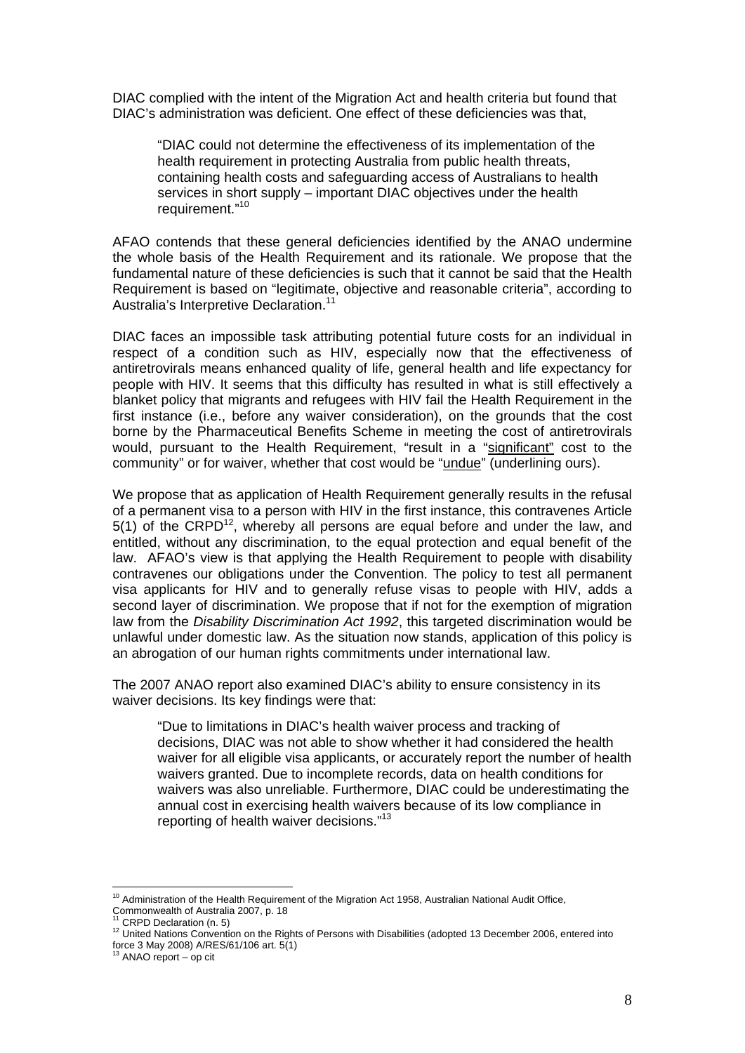DIAC complied with the intent of the Migration Act and health criteria but found that DIAC's administration was deficient. One effect of these deficiencies was that,

> "DIAC could not determine the effectiveness of its implementation of the health requirement in protecting Australia from public health threats, containing health costs and safeguarding access of Australians to health services in short supply – important DIAC objectives under the health requirement."[10]

AFAO contends that these general deficiencies identified by the ANAO undermine the whole basis of the Health Requirement and its rationale. We propose that the fundamental nature of these deficiencies is such that it cannot be said that the Health Requirement is based on "legitimate, objective and reasonable criteria", according to Australia's Interpretive Declaration.[11]

DIAC faces an impossible task attributing potential future costs for an individual in respect of a condition such as HIV, especially now that the effectiveness of antiretrovirals means enhanced quality of life, general health and life expectancy for people with HIV. It seems that this difficulty has resulted in what is still effectively a blanket policy that migrants and refugees with HIV fail the Health Requirement in the first instance (i.e., before any waiver consideration), on the grounds that the cost borne by the Pharmaceutical Benefits Scheme in meeting the cost of antiretrovirals would, pursuant to the Health Requirement, "result in a "<u>significant</u>" cost to the community" or for waiver, whether that cost would be "<u>undue</u>" (underlining ours).

We propose that as application of Health Requirement generally results in the refusal of a permanent visa to a person with HIV in the first instance, this contravenes Article 5(1) of the CRPD[12], whereby all persons are equal before and under the law, and entitled, without any discrimination, to the equal protection and equal benefit of the law. AFAO's view is that applying the Health Requirement to people with disability contravenes our obligations under the Convention. The policy to test all permanent visa applicants for HIV and to generally refuse visas to people with HIV, adds a second layer of discrimination. We propose that if not for the exemption of migration law from the *Disability Discrimination Act 1992*, this targeted discrimination would be unlawful under domestic law. As the situation now stands, application of this policy is an abrogation of our human rights commitments under international law.

The 2007 ANAO report also examined DIAC's ability to ensure consistency in its waiver decisions. Its key findings were that:

> "Due to limitations in DIAC's health waiver process and tracking of decisions, DIAC was not able to show whether it had considered the health waiver for all eligible visa applicants, or accurately report the number of health waivers granted. Due to incomplete records, data on health conditions for waivers was also unreliable. Furthermore, DIAC could be underestimating the annual cost in exercising health waivers because of its low compliance in reporting of health waiver decisions."[13]

---

[10] Administration of the Health Requirement of the Migration Act 1958, Australian National Audit Office, Commonwealth of Australia 2007, p. 18

[11] CRPD Declaration (n. 5)

[12] United Nations Convention on the Rights of Persons with Disabilities (adopted 13 December 2006, entered into force 3 May 2008) A/RES/61/106 art. 5(1)

[13] ANAO report – op cit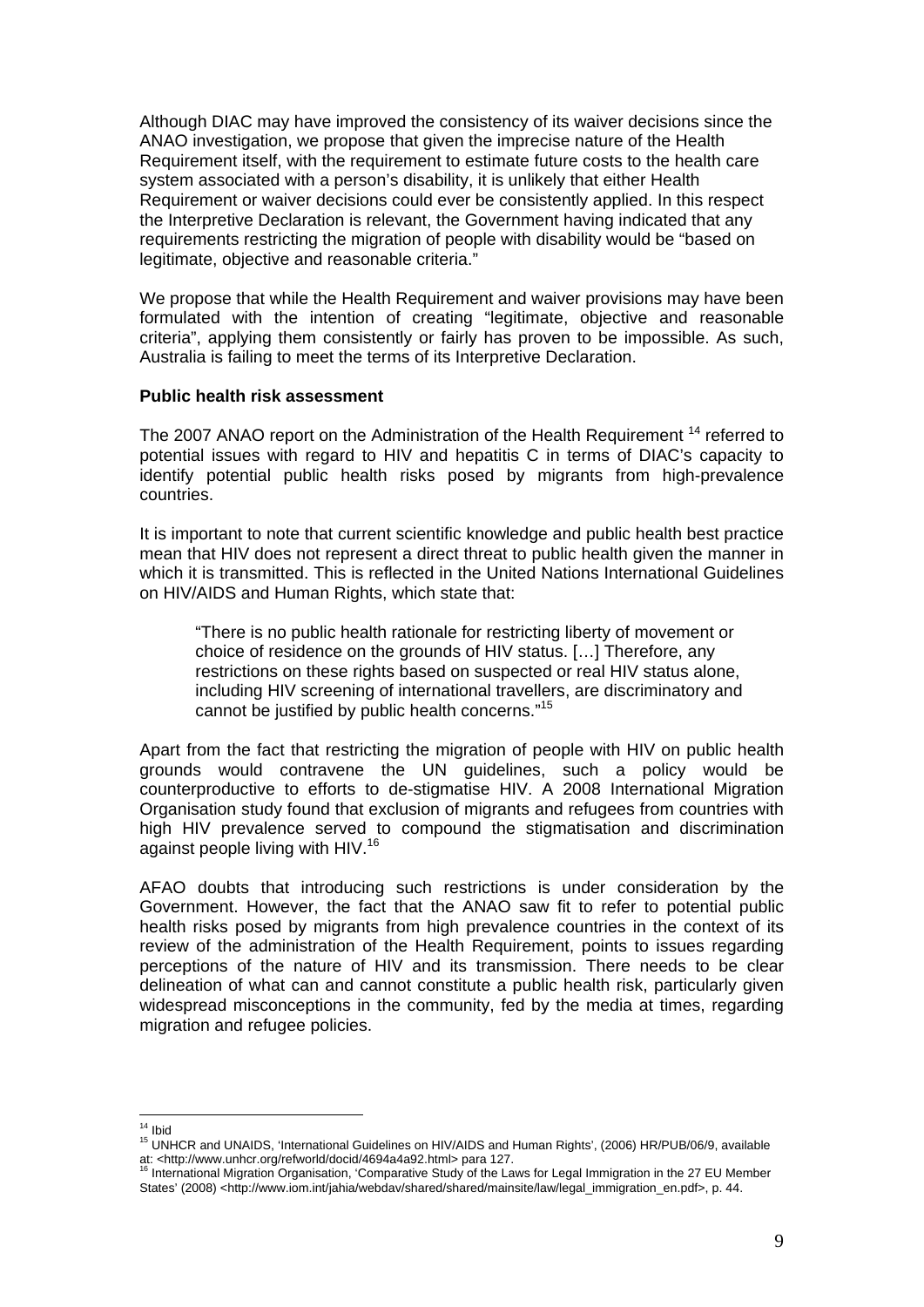Although DIAC may have improved the consistency of its waiver decisions since the ANAO investigation, we propose that given the imprecise nature of the Health Requirement itself, with the requirement to estimate future costs to the health care system associated with a person's disability, it is unlikely that either Health Requirement or waiver decisions could ever be consistently applied. In this respect the Interpretive Declaration is relevant, the Government having indicated that any requirements restricting the migration of people with disability would be "based on legitimate, objective and reasonable criteria."

We propose that while the Health Requirement and waiver provisions may have been formulated with the intention of creating "legitimate, objective and reasonable criteria", applying them consistently or fairly has proven to be impossible. As such, Australia is failing to meet the terms of its Interpretive Declaration.

**Public health risk assessment**

The 2007 ANAO report on the Administration of the Health Requirement [14] referred to potential issues with regard to HIV and hepatitis C in terms of DIAC's capacity to identify potential public health risks posed by migrants from high-prevalence countries.

It is important to note that current scientific knowledge and public health best practice mean that HIV does not represent a direct threat to public health given the manner in which it is transmitted. This is reflected in the United Nations International Guidelines on HIV/AIDS and Human Rights, which state that:

> "There is no public health rationale for restricting liberty of movement or choice of residence on the grounds of HIV status. […] Therefore, any restrictions on these rights based on suspected or real HIV status alone, including HIV screening of international travellers, are discriminatory and cannot be justified by public health concerns."[15]

Apart from the fact that restricting the migration of people with HIV on public health grounds would contravene the UN guidelines, such a policy would be counterproductive to efforts to de-stigmatise HIV. A 2008 International Migration Organisation study found that exclusion of migrants and refugees from countries with high HIV prevalence served to compound the stigmatisation and discrimination against people living with HIV.[16]

AFAO doubts that introducing such restrictions is under consideration by the Government. However, the fact that the ANAO saw fit to refer to potential public health risks posed by migrants from high prevalence countries in the context of its review of the administration of the Health Requirement, points to issues regarding perceptions of the nature of HIV and its transmission. There needs to be clear delineation of what can and cannot constitute a public health risk, particularly given widespread misconceptions in the community, fed by the media at times, regarding migration and refugee policies.

---

[14] Ibid

[15] UNHCR and UNAIDS, 'International Guidelines on HIV/AIDS and Human Rights', (2006) HR/PUB/06/9, available at: <http://www.unhcr.org/refworld/docid/4694a4a92.html> para 127.

[16] International Migration Organisation, 'Comparative Study of the Laws for Legal Immigration in the 27 EU Member States' (2008) <http://www.iom.int/jahia/webdav/shared/shared/mainsite/law/legal_immigration_en.pdf>, p. 44.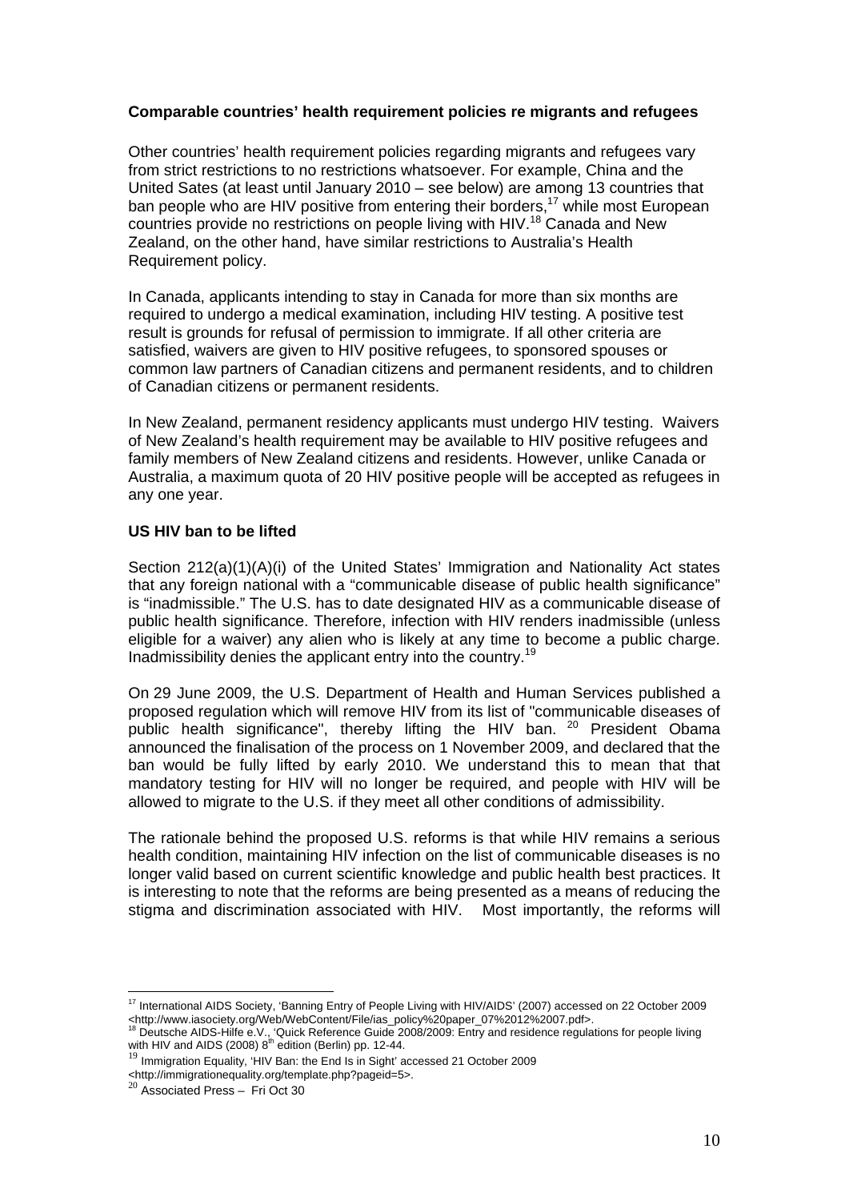**Comparable countries' health requirement policies re migrants and refugees**

Other countries' health requirement policies regarding migrants and refugees vary from strict restrictions to no restrictions whatsoever. For example, China and the United Sates (at least until January 2010 – see below) are among 13 countries that ban people who are HIV positive from entering their borders,[17] while most European countries provide no restrictions on people living with HIV.[18] Canada and New Zealand, on the other hand, have similar restrictions to Australia's Health Requirement policy.

In Canada, applicants intending to stay in Canada for more than six months are required to undergo a medical examination, including HIV testing. A positive test result is grounds for refusal of permission to immigrate. If all other criteria are satisfied, waivers are given to HIV positive refugees, to sponsored spouses or common law partners of Canadian citizens and permanent residents, and to children of Canadian citizens or permanent residents.

In New Zealand, permanent residency applicants must undergo HIV testing. Waivers of New Zealand's health requirement may be available to HIV positive refugees and family members of New Zealand citizens and residents. However, unlike Canada or Australia, a maximum quota of 20 HIV positive people will be accepted as refugees in any one year.

**US HIV ban to be lifted**

Section 212(a)(1)(A)(i) of the United States' Immigration and Nationality Act states that any foreign national with a "communicable disease of public health significance" is "inadmissible." The U.S. has to date designated HIV as a communicable disease of public health significance. Therefore, infection with HIV renders inadmissible (unless eligible for a waiver) any alien who is likely at any time to become a public charge. Inadmissibility denies the applicant entry into the country.[19]

On 29 June 2009, the U.S. Department of Health and Human Services published a proposed regulation which will remove HIV from its list of "communicable diseases of public health significance", thereby lifting the HIV ban. [20] President Obama announced the finalisation of the process on 1 November 2009, and declared that the ban would be fully lifted by early 2010. We understand this to mean that that mandatory testing for HIV will no longer be required, and people with HIV will be allowed to migrate to the U.S. if they meet all other conditions of admissibility.

The rationale behind the proposed U.S. reforms is that while HIV remains a serious health condition, maintaining HIV infection on the list of communicable diseases is no longer valid based on current scientific knowledge and public health best practices. It is interesting to note that the reforms are being presented as a means of reducing the stigma and discrimination associated with HIV. Most importantly, the reforms will

---

[17] International AIDS Society, 'Banning Entry of People Living with HIV/AIDS' (2007) accessed on 22 October 2009 <http://www.iasociety.org/Web/WebContent/File/ias_policy%20paper_07%2012%2007.pdf>.

[18] Deutsche AIDS-Hilfe e.V., 'Quick Reference Guide 2008/2009: Entry and residence regulations for people living with HIV and AIDS (2008) 8th edition (Berlin) pp. 12-44.

[19] Immigration Equality, 'HIV Ban: the End Is in Sight' accessed 21 October 2009 <http://immigrationequality.org/template.php?pageid=5>.

[20] Associated Press – Fri Oct 30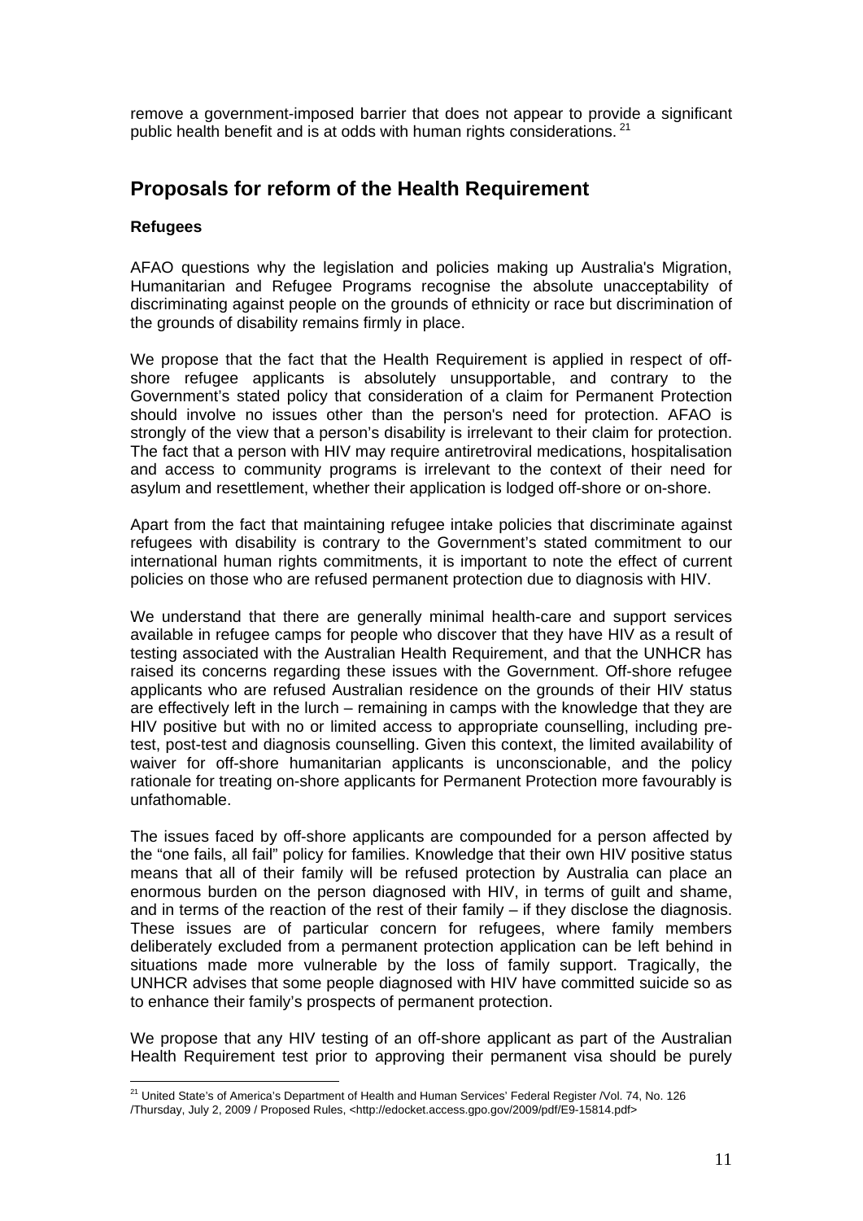remove a government-imposed barrier that does not appear to provide a significant public health benefit and is at odds with human rights considerations. [21]

## Proposals for reform of the Health Requirement

**Refugees**

AFAO questions why the legislation and policies making up Australia's Migration, Humanitarian and Refugee Programs recognise the absolute unacceptability of discriminating against people on the grounds of ethnicity or race but discrimination of the grounds of disability remains firmly in place.

We propose that the fact that the Health Requirement is applied in respect of off-shore refugee applicants is absolutely unsupportable, and contrary to the Government's stated policy that consideration of a claim for Permanent Protection should involve no issues other than the person's need for protection. AFAO is strongly of the view that a person's disability is irrelevant to their claim for protection. The fact that a person with HIV may require antiretroviral medications, hospitalisation and access to community programs is irrelevant to the context of their need for asylum and resettlement, whether their application is lodged off-shore or on-shore.

Apart from the fact that maintaining refugee intake policies that discriminate against refugees with disability is contrary to the Government's stated commitment to our international human rights commitments, it is important to note the effect of current policies on those who are refused permanent protection due to diagnosis with HIV.

We understand that there are generally minimal health-care and support services available in refugee camps for people who discover that they have HIV as a result of testing associated with the Australian Health Requirement, and that the UNHCR has raised its concerns regarding these issues with the Government. Off-shore refugee applicants who are refused Australian residence on the grounds of their HIV status are effectively left in the lurch – remaining in camps with the knowledge that they are HIV positive but with no or limited access to appropriate counselling, including pre-test, post-test and diagnosis counselling. Given this context, the limited availability of waiver for off-shore humanitarian applicants is unconscionable, and the policy rationale for treating on-shore applicants for Permanent Protection more favourably is unfathomable.

The issues faced by off-shore applicants are compounded for a person affected by the "one fails, all fail" policy for families. Knowledge that their own HIV positive status means that all of their family will be refused protection by Australia can place an enormous burden on the person diagnosed with HIV, in terms of guilt and shame, and in terms of the reaction of the rest of their family – if they disclose the diagnosis. These issues are of particular concern for refugees, where family members deliberately excluded from a permanent protection application can be left behind in situations made more vulnerable by the loss of family support. Tragically, the UNHCR advises that some people diagnosed with HIV have committed suicide so as to enhance their family's prospects of permanent protection.

We propose that any HIV testing of an off-shore applicant as part of the Australian Health Requirement test prior to approving their permanent visa should be purely

---

[21] United State's of America's Department of Health and Human Services' Federal Register /Vol. 74, No. 126 /Thursday, July 2, 2009 / Proposed Rules, <http://edocket.access.gpo.gov/2009/pdf/E9-15814.pdf>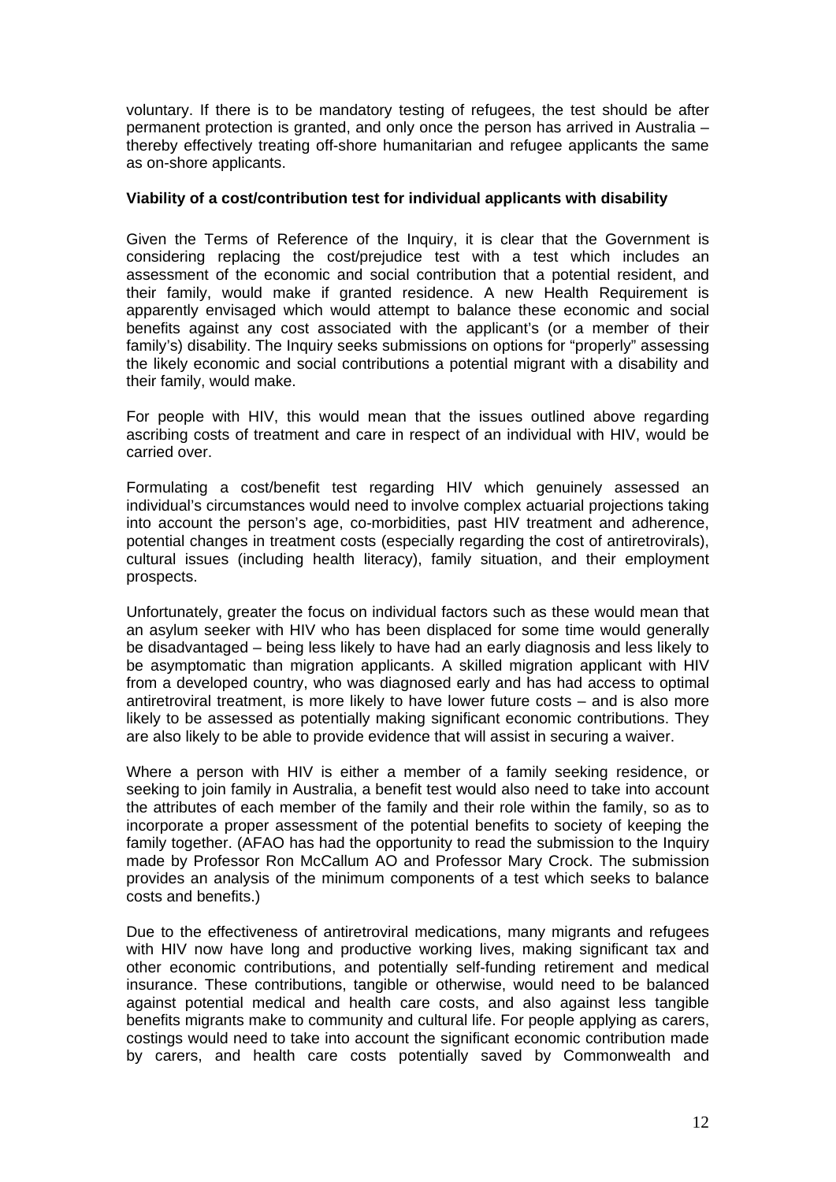voluntary. If there is to be mandatory testing of refugees, the test should be after permanent protection is granted, and only once the person has arrived in Australia – thereby effectively treating off-shore humanitarian and refugee applicants the same as on-shore applicants.

**Viability of a cost/contribution test for individual applicants with disability**

Given the Terms of Reference of the Inquiry, it is clear that the Government is considering replacing the cost/prejudice test with a test which includes an assessment of the economic and social contribution that a potential resident, and their family, would make if granted residence. A new Health Requirement is apparently envisaged which would attempt to balance these economic and social benefits against any cost associated with the applicant's (or a member of their family's) disability. The Inquiry seeks submissions on options for "properly" assessing the likely economic and social contributions a potential migrant with a disability and their family, would make.

For people with HIV, this would mean that the issues outlined above regarding ascribing costs of treatment and care in respect of an individual with HIV, would be carried over.

Formulating a cost/benefit test regarding HIV which genuinely assessed an individual's circumstances would need to involve complex actuarial projections taking into account the person's age, co-morbidities, past HIV treatment and adherence, potential changes in treatment costs (especially regarding the cost of antiretrovirals), cultural issues (including health literacy), family situation, and their employment prospects.

Unfortunately, greater the focus on individual factors such as these would mean that an asylum seeker with HIV who has been displaced for some time would generally be disadvantaged – being less likely to have had an early diagnosis and less likely to be asymptomatic than migration applicants. A skilled migration applicant with HIV from a developed country, who was diagnosed early and has had access to optimal antiretroviral treatment, is more likely to have lower future costs – and is also more likely to be assessed as potentially making significant economic contributions. They are also likely to be able to provide evidence that will assist in securing a waiver.

Where a person with HIV is either a member of a family seeking residence, or seeking to join family in Australia, a benefit test would also need to take into account the attributes of each member of the family and their role within the family, so as to incorporate a proper assessment of the potential benefits to society of keeping the family together. (AFAO has had the opportunity to read the submission to the Inquiry made by Professor Ron McCallum AO and Professor Mary Crock. The submission provides an analysis of the minimum components of a test which seeks to balance costs and benefits.)

Due to the effectiveness of antiretroviral medications, many migrants and refugees with HIV now have long and productive working lives, making significant tax and other economic contributions, and potentially self-funding retirement and medical insurance. These contributions, tangible or otherwise, would need to be balanced against potential medical and health care costs, and also against less tangible benefits migrants make to community and cultural life. For people applying as carers, costings would need to take into account the significant economic contribution made by carers, and health care costs potentially saved by Commonwealth and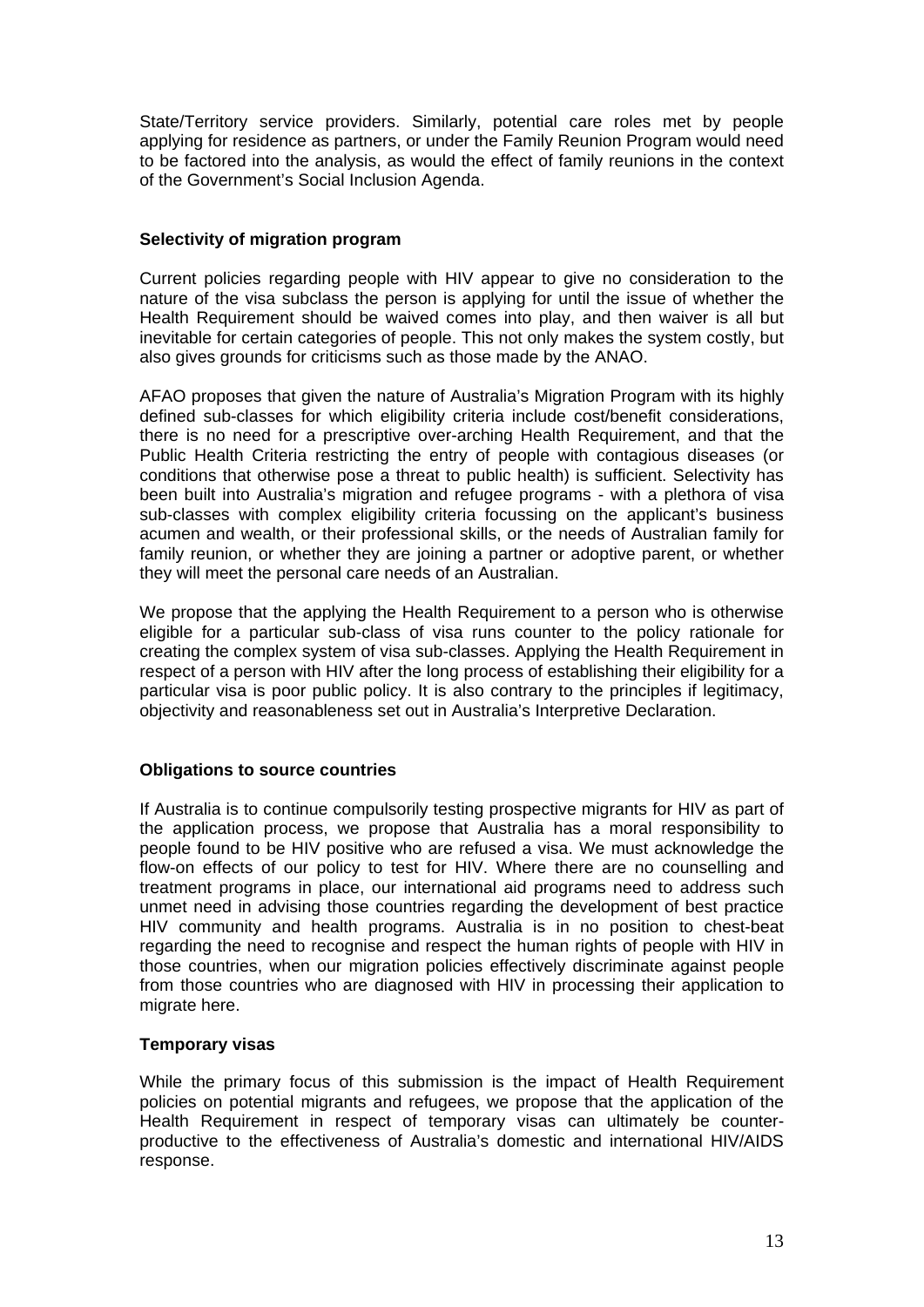State/Territory service providers. Similarly, potential care roles met by people applying for residence as partners, or under the Family Reunion Program would need to be factored into the analysis, as would the effect of family reunions in the context of the Government's Social Inclusion Agenda.

**Selectivity of migration program**

Current policies regarding people with HIV appear to give no consideration to the nature of the visa subclass the person is applying for until the issue of whether the Health Requirement should be waived comes into play, and then waiver is all but inevitable for certain categories of people. This not only makes the system costly, but also gives grounds for criticisms such as those made by the ANAO.

AFAO proposes that given the nature of Australia's Migration Program with its highly defined sub-classes for which eligibility criteria include cost/benefit considerations, there is no need for a prescriptive over-arching Health Requirement, and that the Public Health Criteria restricting the entry of people with contagious diseases (or conditions that otherwise pose a threat to public health) is sufficient. Selectivity has been built into Australia's migration and refugee programs - with a plethora of visa sub-classes with complex eligibility criteria focussing on the applicant's business acumen and wealth, or their professional skills, or the needs of Australian family for family reunion, or whether they are joining a partner or adoptive parent, or whether they will meet the personal care needs of an Australian.

We propose that the applying the Health Requirement to a person who is otherwise eligible for a particular sub-class of visa runs counter to the policy rationale for creating the complex system of visa sub-classes. Applying the Health Requirement in respect of a person with HIV after the long process of establishing their eligibility for a particular visa is poor public policy. It is also contrary to the principles if legitimacy, objectivity and reasonableness set out in Australia's Interpretive Declaration.

**Obligations to source countries**

If Australia is to continue compulsorily testing prospective migrants for HIV as part of the application process, we propose that Australia has a moral responsibility to people found to be HIV positive who are refused a visa. We must acknowledge the flow-on effects of our policy to test for HIV. Where there are no counselling and treatment programs in place, our international aid programs need to address such unmet need in advising those countries regarding the development of best practice HIV community and health programs. Australia is in no position to chest-beat regarding the need to recognise and respect the human rights of people with HIV in those countries, when our migration policies effectively discriminate against people from those countries who are diagnosed with HIV in processing their application to migrate here.

**Temporary visas**

While the primary focus of this submission is the impact of Health Requirement policies on potential migrants and refugees, we propose that the application of the Health Requirement in respect of temporary visas can ultimately be counter-productive to the effectiveness of Australia's domestic and international HIV/AIDS response.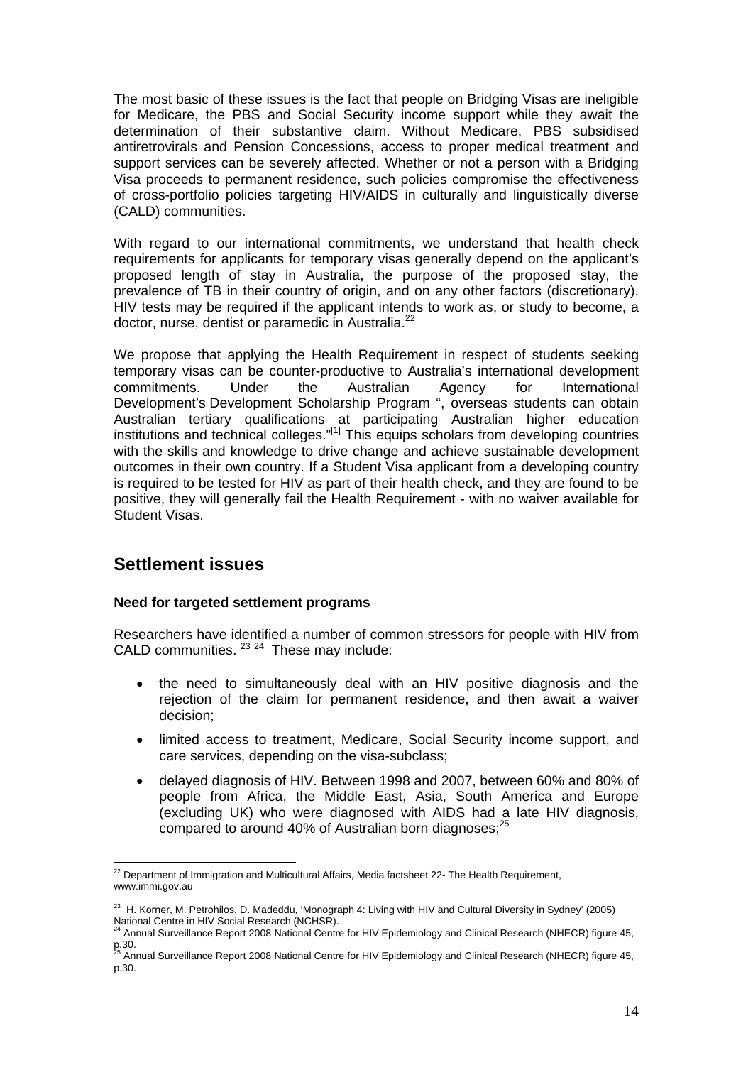The most basic of these issues is the fact that people on Bridging Visas are ineligible for Medicare, the PBS and Social Security income support while they await the determination of their substantive claim. Without Medicare, PBS subsidised antiretrovirals and Pension Concessions, access to proper medical treatment and support services can be severely affected. Whether or not a person with a Bridging Visa proceeds to permanent residence, such policies compromise the effectiveness of cross-portfolio policies targeting HIV/AIDS in culturally and linguistically diverse (CALD) communities.

With regard to our international commitments, we understand that health check requirements for applicants for temporary visas generally depend on the applicant's proposed length of stay in Australia, the purpose of the proposed stay, the prevalence of TB in their country of origin, and on any other factors (discretionary). HIV tests may be required if the applicant intends to work as, or study to become, a doctor, nurse, dentist or paramedic in Australia.[22]

We propose that applying the Health Requirement in respect of students seeking temporary visas can be counter-productive to Australia's international development commitments. Under the Australian Agency for International Development's Development Scholarship Program ", overseas students can obtain Australian tertiary qualifications at participating Australian higher education institutions and technical colleges."[1] This equips scholars from developing countries with the skills and knowledge to drive change and achieve sustainable development outcomes in their own country. If a Student Visa applicant from a developing country is required to be tested for HIV as part of their health check, and they are found to be positive, they will generally fail the Health Requirement - with no waiver available for Student Visas.

## Settlement issues

**Need for targeted settlement programs**

Researchers have identified a number of common stressors for people with HIV from CALD communities. [23] [24] These may include:

- the need to simultaneously deal with an HIV positive diagnosis and the rejection of the claim for permanent residence, and then await a waiver decision;
- limited access to treatment, Medicare, Social Security income support, and care services, depending on the visa-subclass;
- delayed diagnosis of HIV. Between 1998 and 2007, between 60% and 80% of people from Africa, the Middle East, Asia, South America and Europe (excluding UK) who were diagnosed with AIDS had a late HIV diagnosis, compared to around 40% of Australian born diagnoses;[25]

---

[22] Department of Immigration and Multicultural Affairs, Media factsheet 22- The Health Requirement, www.immi.gov.au

[23] H. Korner, M. Petrohilos, D. Madeddu, 'Monograph 4: Living with HIV and Cultural Diversity in Sydney' (2005) National Centre in HIV Social Research (NCHSR).

[24] Annual Surveillance Report 2008 National Centre for HIV Epidemiology and Clinical Research (NHECR) figure 45, p.30.

[25] Annual Surveillance Report 2008 National Centre for HIV Epidemiology and Clinical Research (NHECR) figure 45, p.30.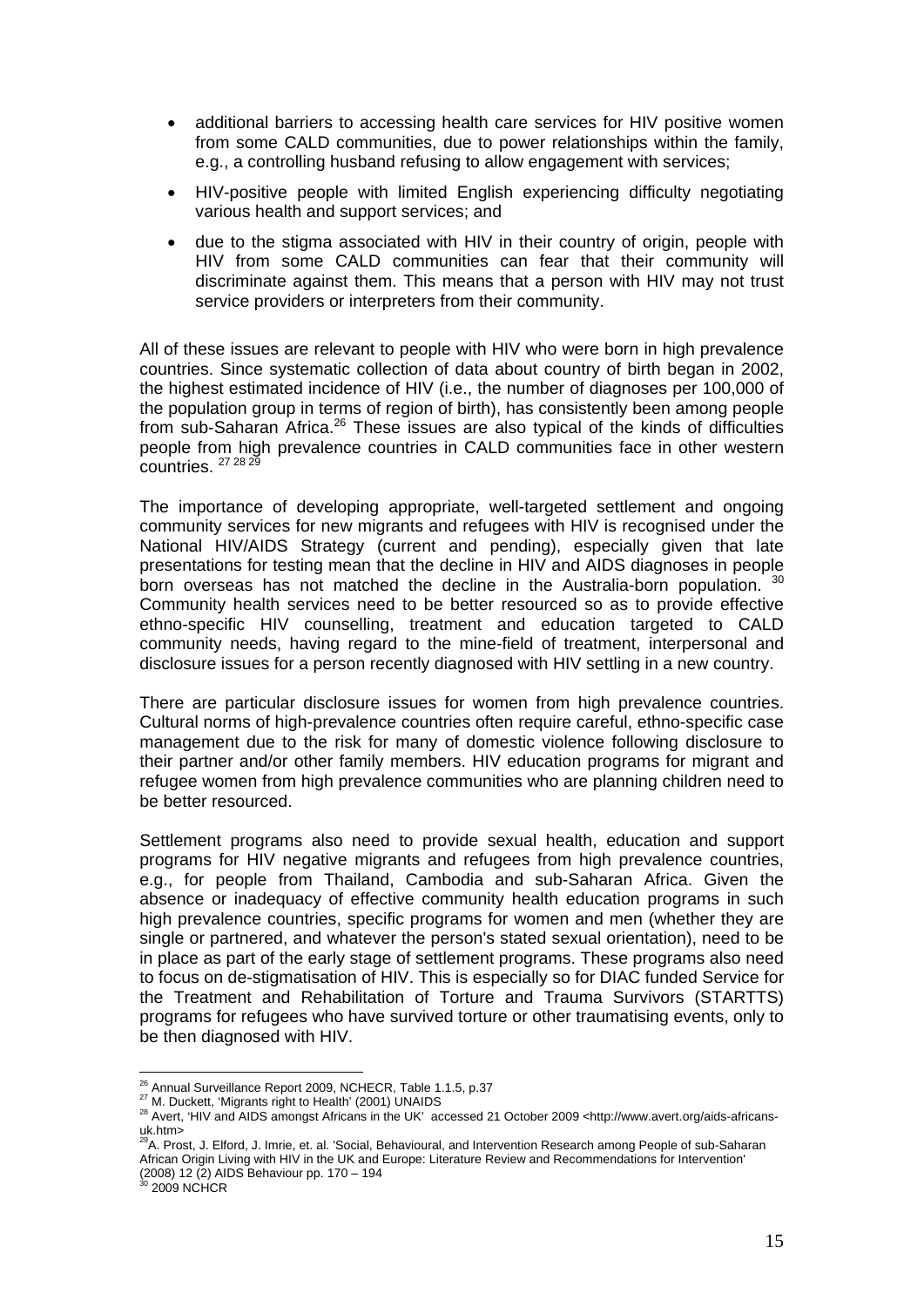- additional barriers to accessing health care services for HIV positive women from some CALD communities, due to power relationships within the family, e.g., a controlling husband refusing to allow engagement with services;
- HIV-positive people with limited English experiencing difficulty negotiating various health and support services; and
- due to the stigma associated with HIV in their country of origin, people with HIV from some CALD communities can fear that their community will discriminate against them. This means that a person with HIV may not trust service providers or interpreters from their community.

All of these issues are relevant to people with HIV who were born in high prevalence countries. Since systematic collection of data about country of birth began in 2002, the highest estimated incidence of HIV (i.e., the number of diagnoses per 100,000 of the population group in terms of region of birth), has consistently been among people from sub-Saharan Africa.[26] These issues are also typical of the kinds of difficulties people from high prevalence countries in CALD communities face in other western countries. [27] [28] [29]

The importance of developing appropriate, well-targeted settlement and ongoing community services for new migrants and refugees with HIV is recognised under the National HIV/AIDS Strategy (current and pending), especially given that late presentations for testing mean that the decline in HIV and AIDS diagnoses in people born overseas has not matched the decline in the Australia-born population. [30] Community health services need to be better resourced so as to provide effective ethno-specific HIV counselling, treatment and education targeted to CALD community needs, having regard to the mine-field of treatment, interpersonal and disclosure issues for a person recently diagnosed with HIV settling in a new country.

There are particular disclosure issues for women from high prevalence countries. Cultural norms of high-prevalence countries often require careful, ethno-specific case management due to the risk for many of domestic violence following disclosure to their partner and/or other family members. HIV education programs for migrant and refugee women from high prevalence communities who are planning children need to be better resourced.

Settlement programs also need to provide sexual health, education and support programs for HIV negative migrants and refugees from high prevalence countries, e.g., for people from Thailand, Cambodia and sub-Saharan Africa. Given the absence or inadequacy of effective community health education programs in such high prevalence countries, specific programs for women and men (whether they are single or partnered, and whatever the person's stated sexual orientation), need to be in place as part of the early stage of settlement programs. These programs also need to focus on de-stigmatisation of HIV. This is especially so for DIAC funded Service for the Treatment and Rehabilitation of Torture and Trauma Survivors (STARTTS) programs for refugees who have survived torture or other traumatising events, only to be then diagnosed with HIV.

---

[26] Annual Surveillance Report 2009, NCHECR, Table 1.1.5, p.37

[27] M. Duckett, 'Migrants right to Health' (2001) UNAIDS

[28] Avert, 'HIV and AIDS amongst Africans in the UK' accessed 21 October 2009 <http://www.avert.org/aids-africans-uk.htm>

[29] A. Prost, J. Elford, J. Imrie, et. al. 'Social, Behavioural, and Intervention Research among People of sub-Saharan African Origin Living with HIV in the UK and Europe: Literature Review and Recommendations for Intervention' (2008) 12 (2) AIDS Behaviour pp. 170 – 194

[30] 2009 NCHCR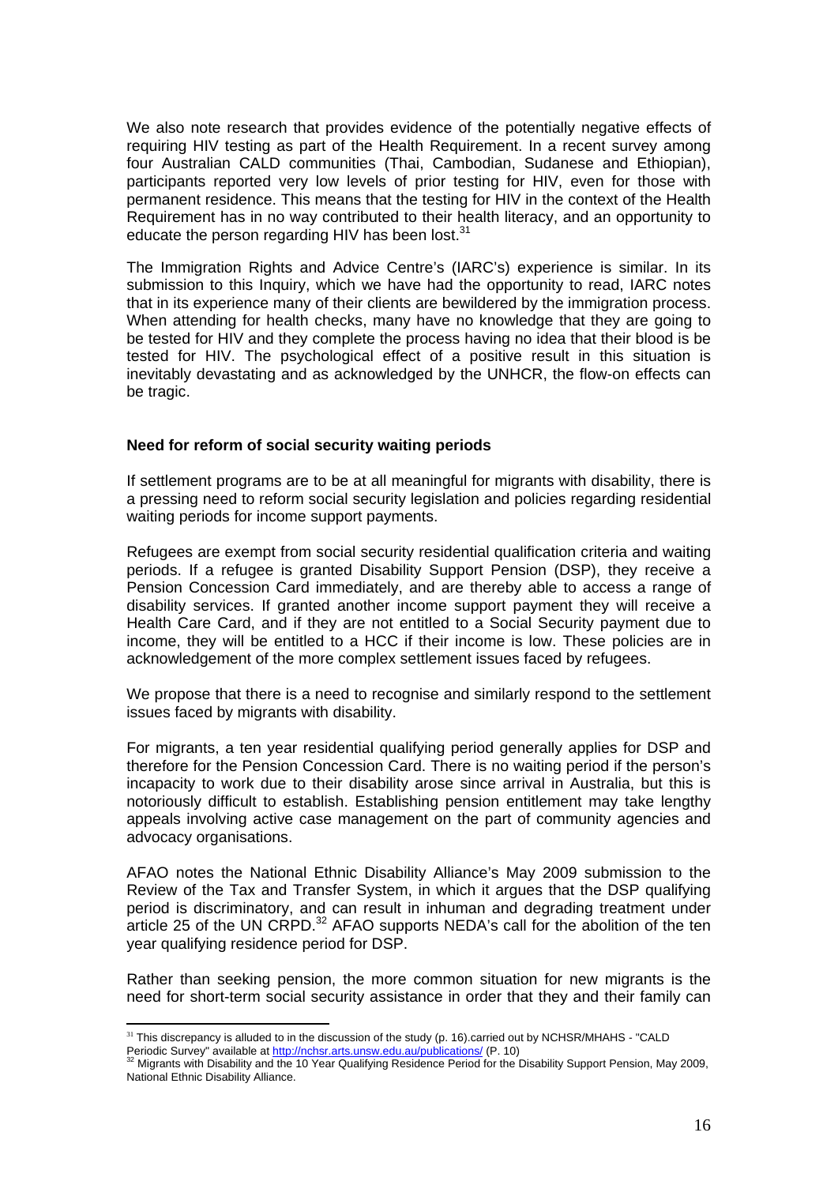We also note research that provides evidence of the potentially negative effects of requiring HIV testing as part of the Health Requirement. In a recent survey among four Australian CALD communities (Thai, Cambodian, Sudanese and Ethiopian), participants reported very low levels of prior testing for HIV, even for those with permanent residence. This means that the testing for HIV in the context of the Health Requirement has in no way contributed to their health literacy, and an opportunity to educate the person regarding HIV has been lost.[31]

The Immigration Rights and Advice Centre's (IARC's) experience is similar. In its submission to this Inquiry, which we have had the opportunity to read, IARC notes that in its experience many of their clients are bewildered by the immigration process. When attending for health checks, many have no knowledge that they are going to be tested for HIV and they complete the process having no idea that their blood is be tested for HIV. The psychological effect of a positive result in this situation is inevitably devastating and as acknowledged by the UNHCR, the flow-on effects can be tragic.

**Need for reform of social security waiting periods**

If settlement programs are to be at all meaningful for migrants with disability, there is a pressing need to reform social security legislation and policies regarding residential waiting periods for income support payments.

Refugees are exempt from social security residential qualification criteria and waiting periods. If a refugee is granted Disability Support Pension (DSP), they receive a Pension Concession Card immediately, and are thereby able to access a range of disability services. If granted another income support payment they will receive a Health Care Card, and if they are not entitled to a Social Security payment due to income, they will be entitled to a HCC if their income is low. These policies are in acknowledgement of the more complex settlement issues faced by refugees.

We propose that there is a need to recognise and similarly respond to the settlement issues faced by migrants with disability.

For migrants, a ten year residential qualifying period generally applies for DSP and therefore for the Pension Concession Card. There is no waiting period if the person's incapacity to work due to their disability arose since arrival in Australia, but this is notoriously difficult to establish. Establishing pension entitlement may take lengthy appeals involving active case management on the part of community agencies and advocacy organisations.

AFAO notes the National Ethnic Disability Alliance's May 2009 submission to the Review of the Tax and Transfer System, in which it argues that the DSP qualifying period is discriminatory, and can result in inhuman and degrading treatment under article 25 of the UN CRPD.[32] AFAO supports NEDA's call for the abolition of the ten year qualifying residence period for DSP.

Rather than seeking pension, the more common situation for new migrants is the need for short-term social security assistance in order that they and their family can

---

[31] This discrepancy is alluded to in the discussion of the study (p. 16).carried out by NCHSR/MHAHS - "CALD Periodic Survey" available at http://nchsr.arts.unsw.edu.au/publications/ (P. 10)

[32] Migrants with Disability and the 10 Year Qualifying Residence Period for the Disability Support Pension, May 2009, National Ethnic Disability Alliance.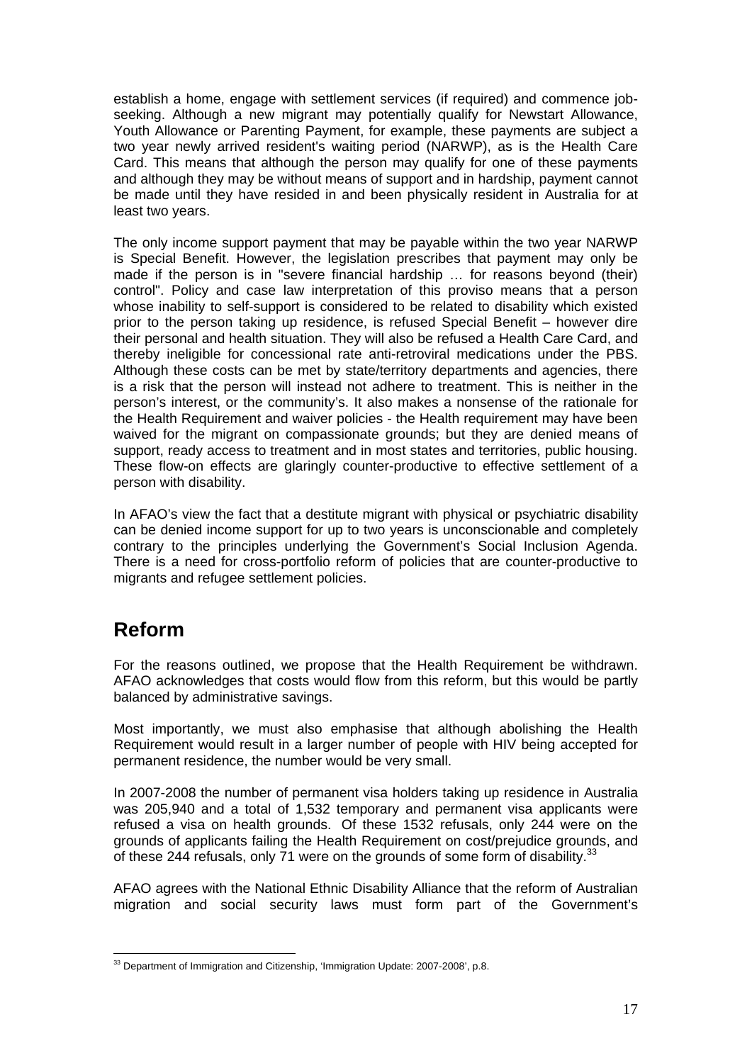establish a home, engage with settlement services (if required) and commence job-seeking. Although a new migrant may potentially qualify for Newstart Allowance, Youth Allowance or Parenting Payment, for example, these payments are subject a two year newly arrived resident's waiting period (NARWP), as is the Health Care Card. This means that although the person may qualify for one of these payments and although they may be without means of support and in hardship, payment cannot be made until they have resided in and been physically resident in Australia for at least two years.

The only income support payment that may be payable within the two year NARWP is Special Benefit. However, the legislation prescribes that payment may only be made if the person is in "severe financial hardship … for reasons beyond (their) control". Policy and case law interpretation of this proviso means that a person whose inability to self-support is considered to be related to disability which existed prior to the person taking up residence, is refused Special Benefit – however dire their personal and health situation. They will also be refused a Health Care Card, and thereby ineligible for concessional rate anti-retroviral medications under the PBS. Although these costs can be met by state/territory departments and agencies, there is a risk that the person will instead not adhere to treatment. This is neither in the person's interest, or the community's. It also makes a nonsense of the rationale for the Health Requirement and waiver policies - the Health requirement may have been waived for the migrant on compassionate grounds; but they are denied means of support, ready access to treatment and in most states and territories, public housing. These flow-on effects are glaringly counter-productive to effective settlement of a person with disability.

In AFAO's view the fact that a destitute migrant with physical or psychiatric disability can be denied income support for up to two years is unconscionable and completely contrary to the principles underlying the Government's Social Inclusion Agenda. There is a need for cross-portfolio reform of policies that are counter-productive to migrants and refugee settlement policies.

## Reform

For the reasons outlined, we propose that the Health Requirement be withdrawn. AFAO acknowledges that costs would flow from this reform, but this would be partly balanced by administrative savings.

Most importantly, we must also emphasise that although abolishing the Health Requirement would result in a larger number of people with HIV being accepted for permanent residence, the number would be very small.

In 2007-2008 the number of permanent visa holders taking up residence in Australia was 205,940 and a total of 1,532 temporary and permanent visa applicants were refused a visa on health grounds. Of these 1532 refusals, only 244 were on the grounds of applicants failing the Health Requirement on cost/prejudice grounds, and of these 244 refusals, only 71 were on the grounds of some form of disability.[33]

AFAO agrees with the National Ethnic Disability Alliance that the reform of Australian migration and social security laws must form part of the Government's

[33] Department of Immigration and Citizenship, 'Immigration Update: 2007-2008', p.8.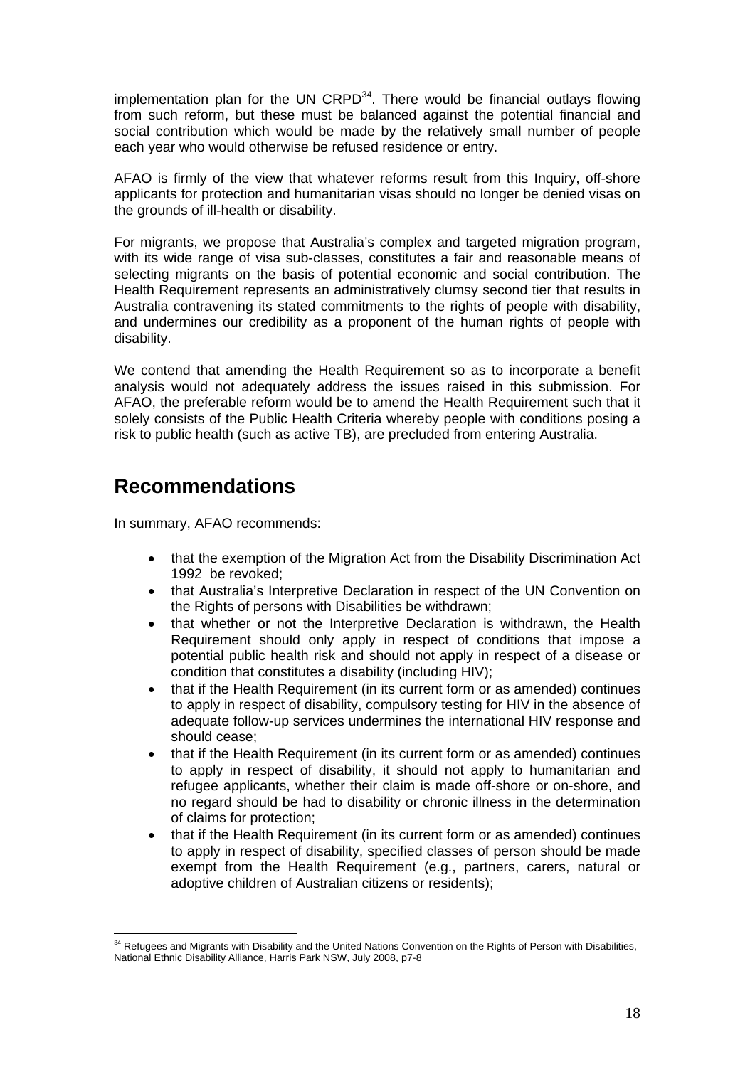implementation plan for the UN CRPD[34]. There would be financial outlays flowing from such reform, but these must be balanced against the potential financial and social contribution which would be made by the relatively small number of people each year who would otherwise be refused residence or entry.

AFAO is firmly of the view that whatever reforms result from this Inquiry, off-shore applicants for protection and humanitarian visas should no longer be denied visas on the grounds of ill-health or disability.

For migrants, we propose that Australia's complex and targeted migration program, with its wide range of visa sub-classes, constitutes a fair and reasonable means of selecting migrants on the basis of potential economic and social contribution. The Health Requirement represents an administratively clumsy second tier that results in Australia contravening its stated commitments to the rights of people with disability, and undermines our credibility as a proponent of the human rights of people with disability.

We contend that amending the Health Requirement so as to incorporate a benefit analysis would not adequately address the issues raised in this submission. For AFAO, the preferable reform would be to amend the Health Requirement such that it solely consists of the Public Health Criteria whereby people with conditions posing a risk to public health (such as active TB), are precluded from entering Australia.

## Recommendations

In summary, AFAO recommends:

- that the exemption of the Migration Act from the Disability Discrimination Act 1992 be revoked;
- that Australia's Interpretive Declaration in respect of the UN Convention on the Rights of persons with Disabilities be withdrawn;
- that whether or not the Interpretive Declaration is withdrawn, the Health Requirement should only apply in respect of conditions that impose a potential public health risk and should not apply in respect of a disease or condition that constitutes a disability (including HIV);
- that if the Health Requirement (in its current form or as amended) continues to apply in respect of disability, compulsory testing for HIV in the absence of adequate follow-up services undermines the international HIV response and should cease;
- that if the Health Requirement (in its current form or as amended) continues to apply in respect of disability, it should not apply to humanitarian and refugee applicants, whether their claim is made off-shore or on-shore, and no regard should be had to disability or chronic illness in the determination of claims for protection;
- that if the Health Requirement (in its current form or as amended) continues to apply in respect of disability, specified classes of person should be made exempt from the Health Requirement (e.g., partners, carers, natural or adoptive children of Australian citizens or residents);

---

[34] Refugees and Migrants with Disability and the United Nations Convention on the Rights of Person with Disabilities, National Ethnic Disability Alliance, Harris Park NSW, July 2008, p7-8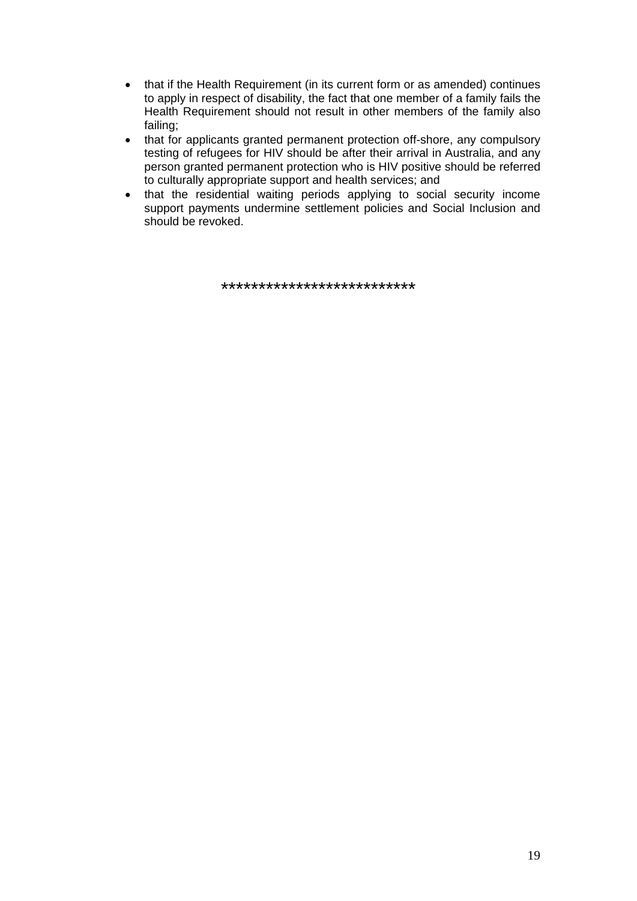- that if the Health Requirement (in its current form or as amended) continues to apply in respect of disability, the fact that one member of a family fails the Health Requirement should not result in other members of the family also failing;
- that for applicants granted permanent protection off-shore, any compulsory testing of refugees for HIV should be after their arrival in Australia, and any person granted permanent protection who is HIV positive should be referred to culturally appropriate support and health services; and
- that the residential waiting periods applying to social security income support payments undermine settlement policies and Social Inclusion and should be revoked.

**************************